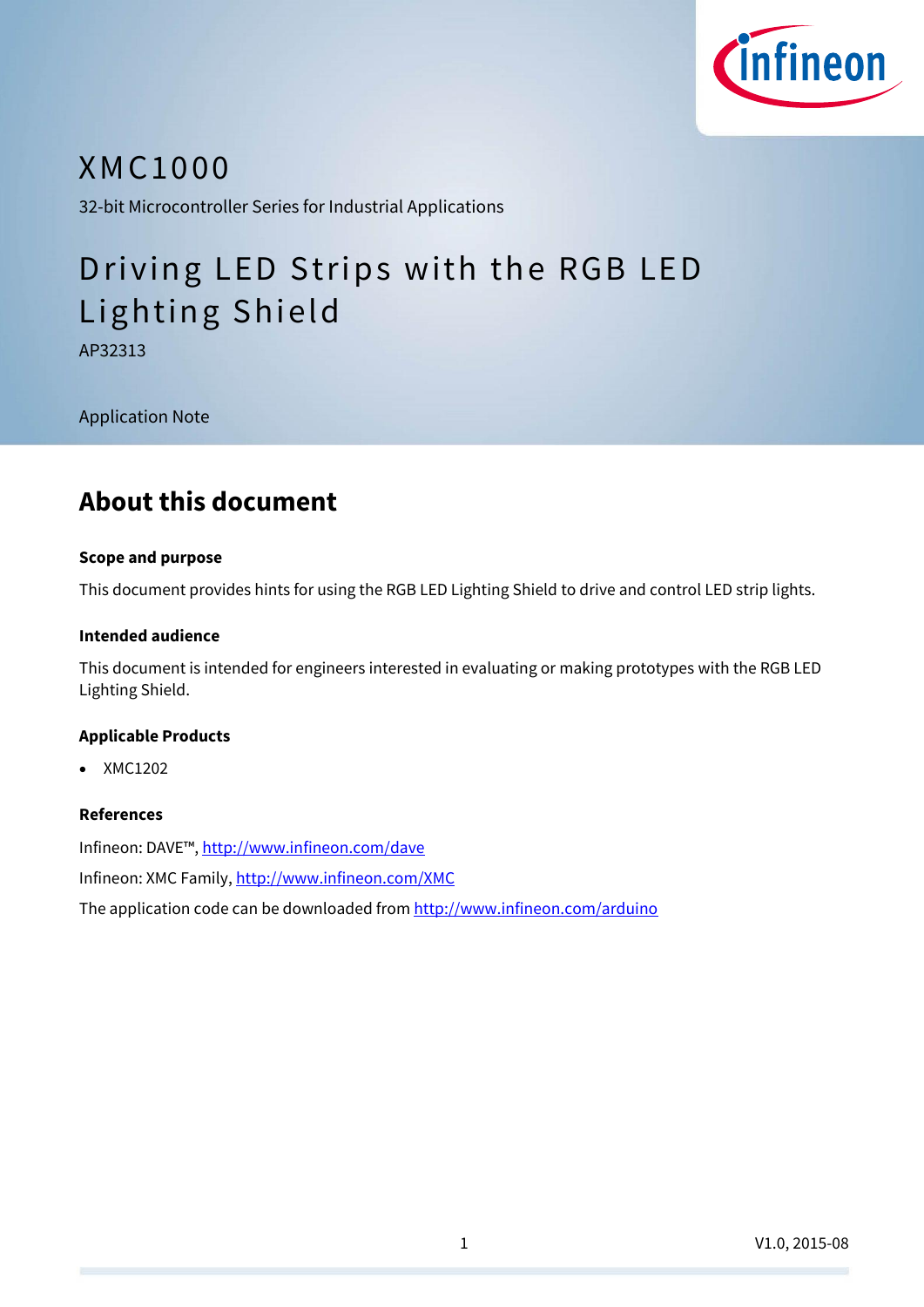# XMC1000

32-bit Microcontroller Series for Industrial Applications

# Driving LED Strips with the RGB LED Lighting Shield

AP32313

Application Note

## About this document

### Scope and purpose

This document provides hints for using the RGB LED Lighting Shield to drive and control LED strip lights.

### Intended audience

This document is intended for engineers interested in evaluating or making prototypes with the RGB LED Lighting Shield.

### Applicable Products

- XMC1202

### References

Infineon: DAVE™, http://www.infineon.com/dave

Infineon: XMC Family, http://www.infineon.com/XMC

The application code can be downloaded from http://www.infineon.com/arduino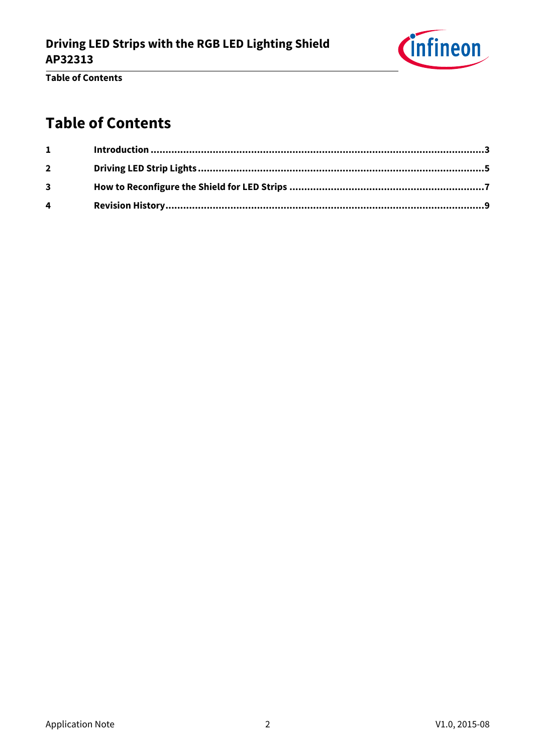# Table of Contents

| | | |
|---|---|---|
| **1** | **Introduction** | **3** |
| **2** | **Driving LED Strip Lights** | **5** |
| **3** | **How to Reconfigure the Shield for LED Strips** | **7** |
| **4** | **Revision History** | **9** |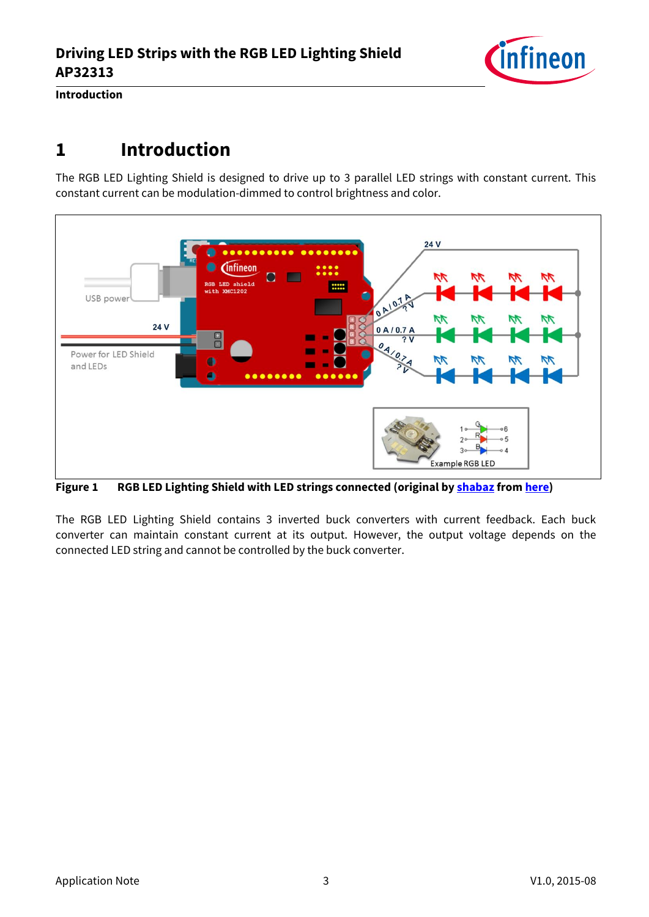# 1 Introduction

The RGB LED Lighting Shield is designed to drive up to 3 parallel LED strings with constant current. This constant current can be modulation-dimmed to control brightness and color.

**Figure 1 RGB LED Lighting Shield with LED strings connected (original by shabaz from here)**

The RGB LED Lighting Shield contains 3 inverted buck converters with current feedback. Each buck converter can maintain constant current at its output. However, the output voltage depends on the connected LED string and cannot be controlled by the buck converter.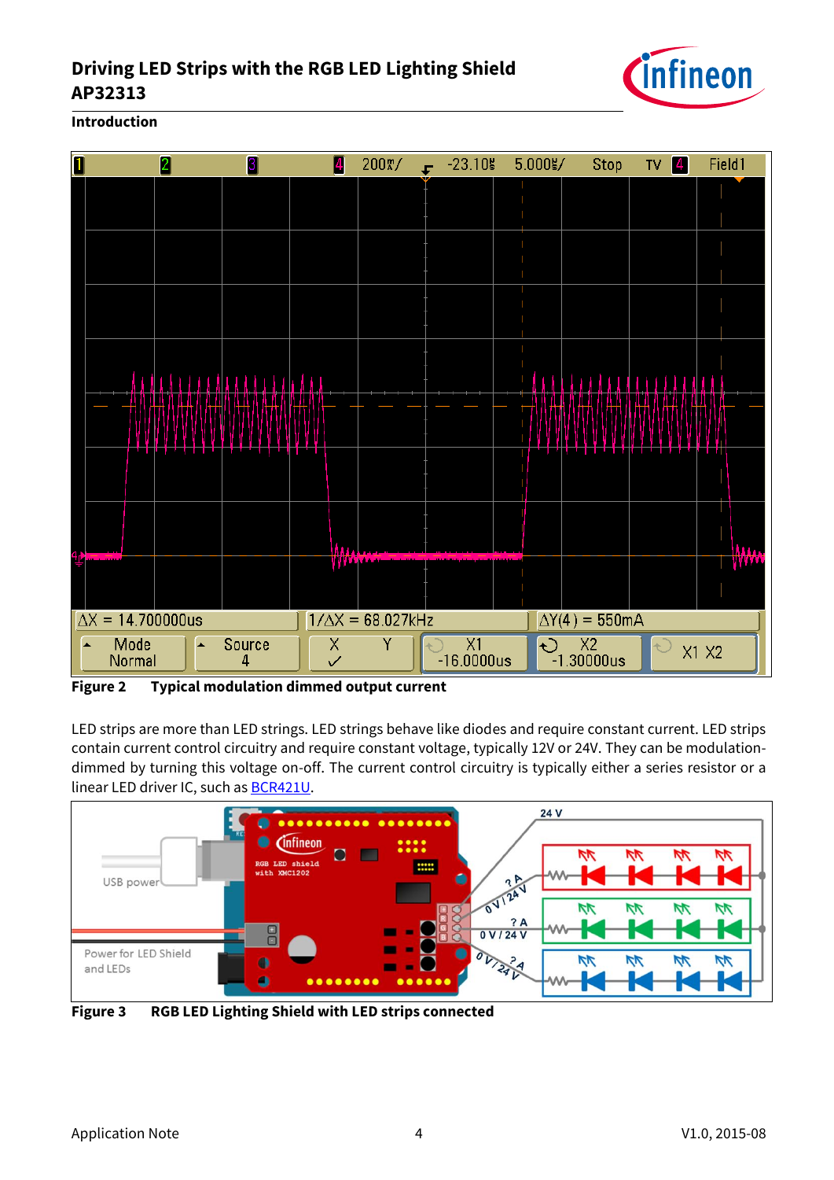Introduction

**Figure 2 Typical modulation dimmed output current**

LED strips are more than LED strings. LED strings behave like diodes and require constant current. LED strips contain current control circuitry and require constant voltage, typically 12V or 24V. They can be modulation-dimmed by turning this voltage on-off. The current control circuitry is typically either a series resistor or a linear LED driver IC, such as BCR421U.

**Figure 3 RGB LED Lighting Shield with LED strips connected**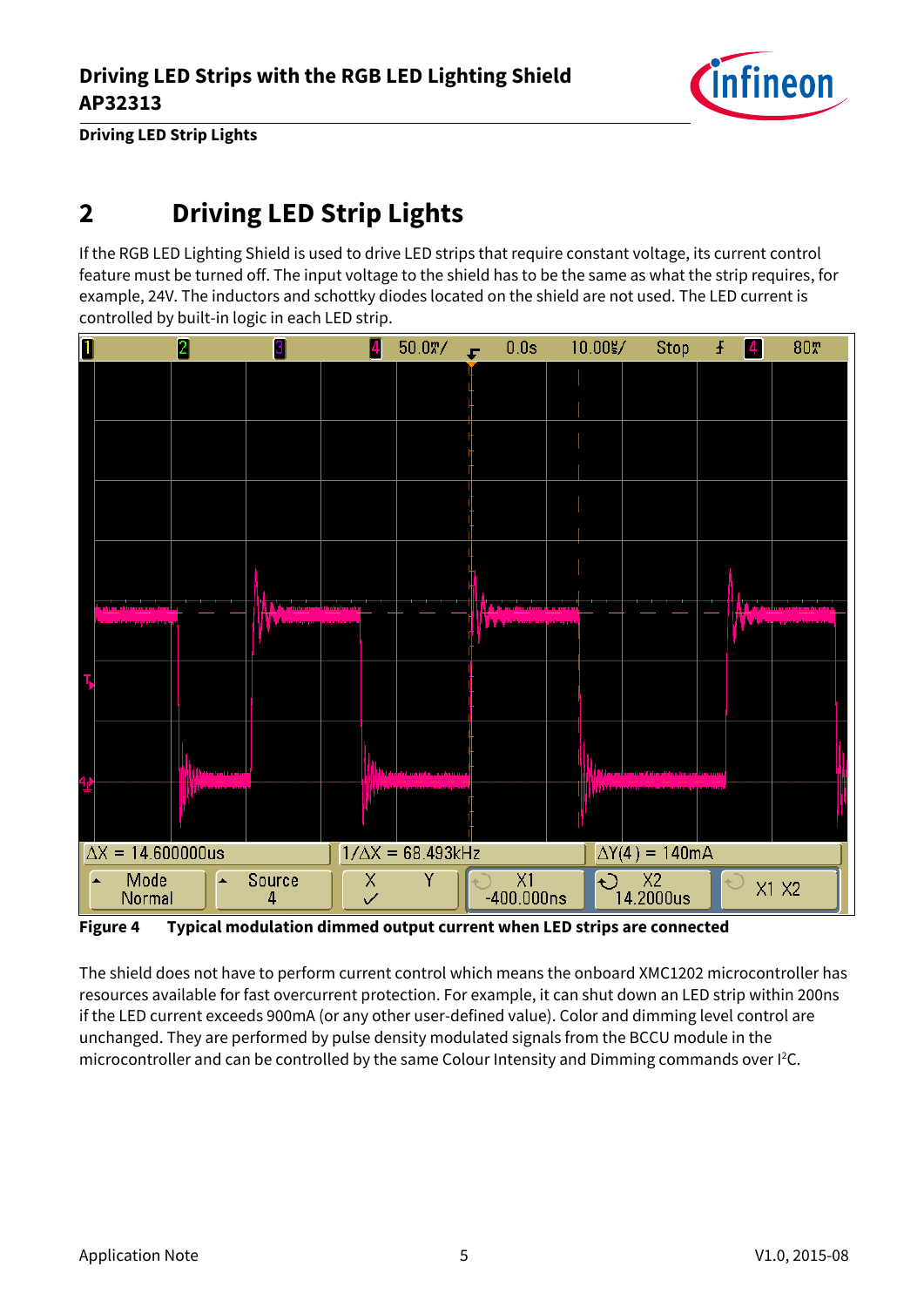# 2 Driving LED Strip Lights

If the RGB LED Lighting Shield is used to drive LED strips that require constant voltage, its current control feature must be turned off. The input voltage to the shield has to be the same as what the strip requires, for example, 24V. The inductors and schottky diodes located on the shield are not used. The LED current is controlled by built-in logic in each LED strip.

**Figure 4 Typical modulation dimmed output current when LED strips are connected**

The shield does not have to perform current control which means the onboard XMC1202 microcontroller has resources available for fast overcurrent protection. For example, it can shut down an LED strip within 200ns if the LED current exceeds 900mA (or any other user-defined value). Color and dimming level control are unchanged. They are performed by pulse density modulated signals from the BCCU module in the microcontroller and can be controlled by the same Colour Intensity and Dimming commands over I²C.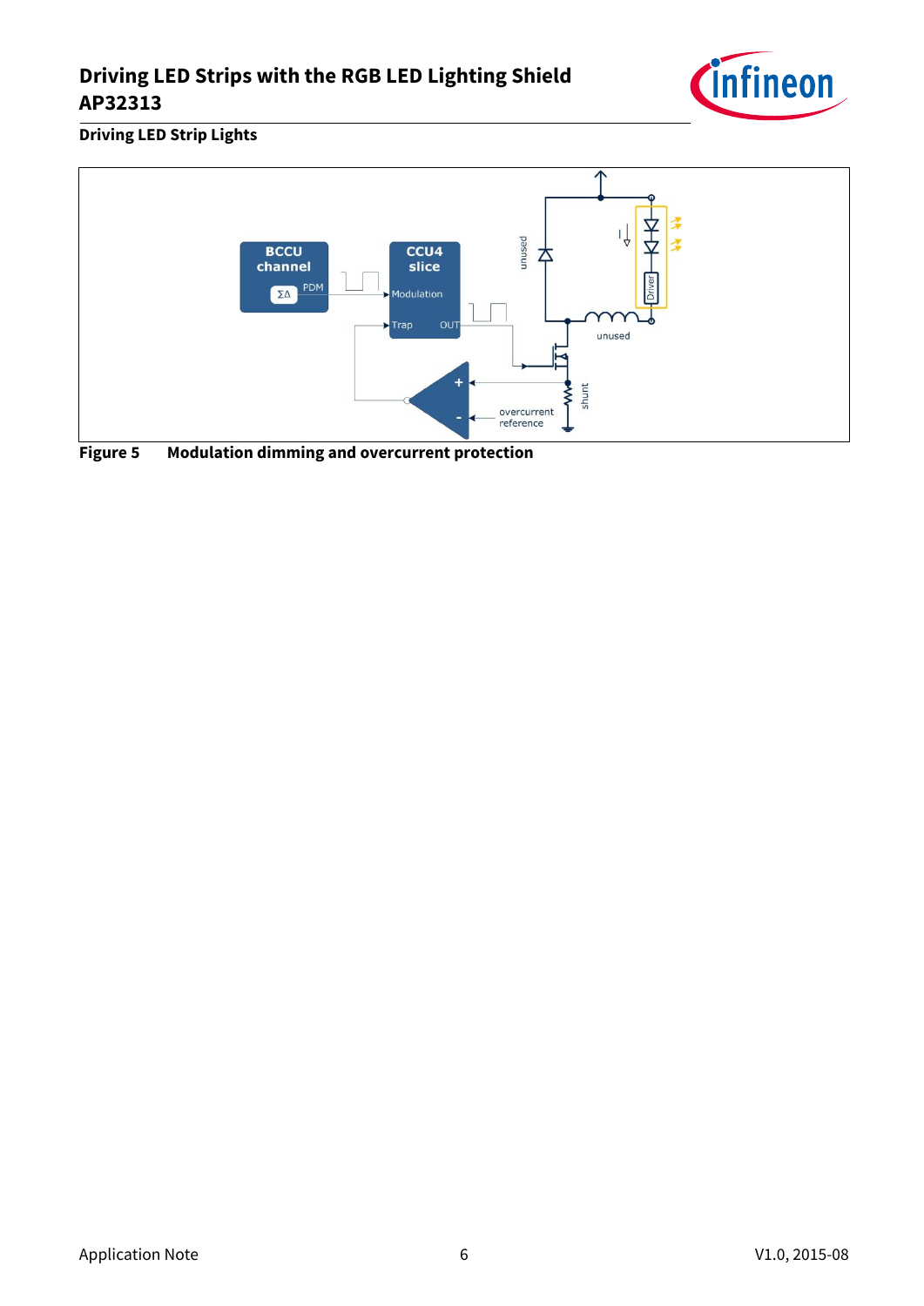## Driving LED Strip Lights

**Figure 5 Modulation dimming and overcurrent protection**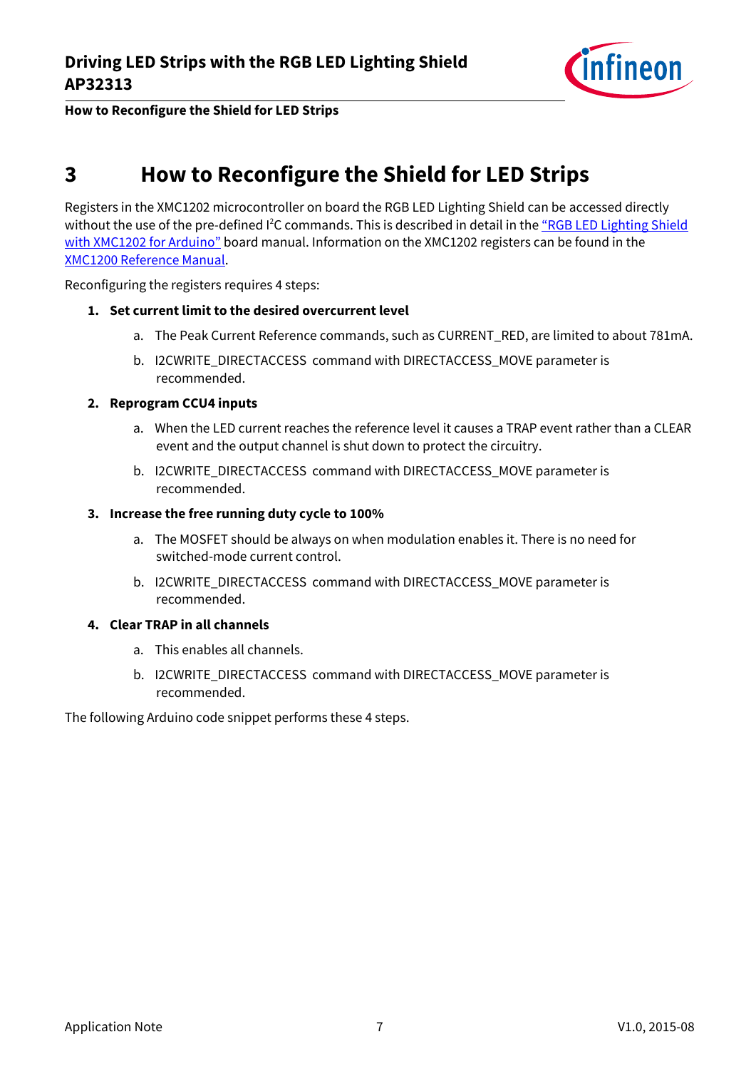# 3 How to Reconfigure the Shield for LED Strips

Registers in the XMC1202 microcontroller on board the RGB LED Lighting Shield can be accessed directly without the use of the pre-defined I²C commands. This is described in detail in the "RGB LED Lighting Shield with XMC1202 for Arduino" board manual. Information on the XMC1202 registers can be found in the XMC1200 Reference Manual.

Reconfiguring the registers requires 4 steps:

1. **Set current limit to the desired overcurrent level**
   a. The Peak Current Reference commands, such as CURRENT_RED, are limited to about 781mA.
   b. I2CWRITE_DIRECTACCESS command with DIRECTACCESS_MOVE parameter is recommended.
2. **Reprogram CCU4 inputs**
   a. When the LED current reaches the reference level it causes a TRAP event rather than a CLEAR event and the output channel is shut down to protect the circuitry.
   b. I2CWRITE_DIRECTACCESS command with DIRECTACCESS_MOVE parameter is recommended.
3. **Increase the free running duty cycle to 100%**
   a. The MOSFET should be always on when modulation enables it. There is no need for switched-mode current control.
   b. I2CWRITE_DIRECTACCESS command with DIRECTACCESS_MOVE parameter is recommended.
4. **Clear TRAP in all channels**
   a. This enables all channels.
   b. I2CWRITE_DIRECTACCESS command with DIRECTACCESS_MOVE parameter is recommended.

The following Arduino code snippet performs these 4 steps.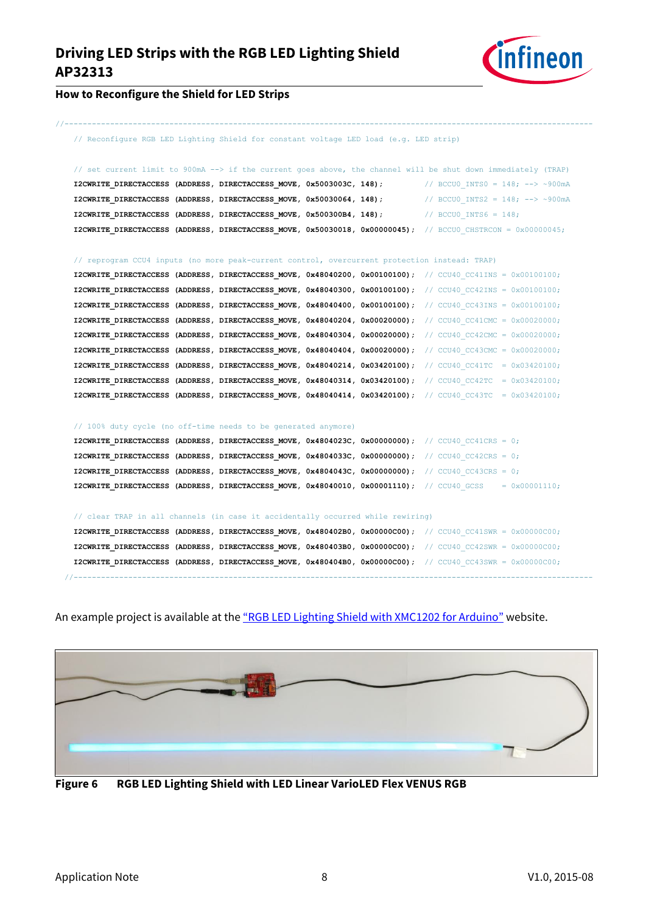## How to Reconfigure the Shield for LED Strips

```
//----------------------------------------------------------------------------------------------------------------
    // Reconfigure RGB LED Lighting Shield for constant voltage LED load (e.g. LED strip)

    // set current limit to 900mA --> if the current goes above, the channel will be shut down immediately (TRAP)
    I2CWRITE_DIRECTACCESS (ADDRESS, DIRECTACCESS_MOVE, 0x5003003C, 148);         // BCCU0_INTS0 = 148; --> ~900mA
    I2CWRITE_DIRECTACCESS (ADDRESS, DIRECTACCESS_MOVE, 0x50030064, 148);         // BCCU0_INTS2 = 148; --> ~900mA
    I2CWRITE_DIRECTACCESS (ADDRESS, DIRECTACCESS_MOVE, 0x500300B4, 148);         // BCCU0_INTS6 = 148;
    I2CWRITE_DIRECTACCESS (ADDRESS, DIRECTACCESS_MOVE, 0x50030018, 0x00000045); // BCCU0_CHSTRCON = 0x00000045;

    // reprogram CCU4 inputs (no more peak-current control, overcurrent protection instead: TRAP)
    I2CWRITE_DIRECTACCESS (ADDRESS, DIRECTACCESS_MOVE, 0x48040200, 0x00100100); // CCU40_CC41INS = 0x00100100;
    I2CWRITE_DIRECTACCESS (ADDRESS, DIRECTACCESS_MOVE, 0x48040300, 0x00100100); // CCU40_CC42INS = 0x00100100;
    I2CWRITE_DIRECTACCESS (ADDRESS, DIRECTACCESS_MOVE, 0x48040400, 0x00100100); // CCU40_CC43INS = 0x00100100;
    I2CWRITE_DIRECTACCESS (ADDRESS, DIRECTACCESS_MOVE, 0x48040204, 0x00020000); // CCU40_CC41CMC = 0x00020000;
    I2CWRITE_DIRECTACCESS (ADDRESS, DIRECTACCESS_MOVE, 0x48040304, 0x00020000); // CCU40_CC42CMC = 0x00020000;
    I2CWRITE_DIRECTACCESS (ADDRESS, DIRECTACCESS_MOVE, 0x48040404, 0x00020000); // CCU40_CC43CMC = 0x00020000;
    I2CWRITE_DIRECTACCESS (ADDRESS, DIRECTACCESS_MOVE, 0x48040214, 0x03420100); // CCU40_CC41TC  = 0x03420100;
    I2CWRITE_DIRECTACCESS (ADDRESS, DIRECTACCESS_MOVE, 0x48040314, 0x03420100); // CCU40_CC42TC  = 0x03420100;
    I2CWRITE_DIRECTACCESS (ADDRESS, DIRECTACCESS_MOVE, 0x48040414, 0x03420100); // CCU40_CC43TC  = 0x03420100;

    // 100% duty cycle (no off-time needs to be generated anymore)
    I2CWRITE_DIRECTACCESS (ADDRESS, DIRECTACCESS_MOVE, 0x4804023C, 0x00000000); // CCU40_CC41CRS = 0;
    I2CWRITE_DIRECTACCESS (ADDRESS, DIRECTACCESS_MOVE, 0x4804033C, 0x00000000); // CCU40_CC42CRS = 0;
    I2CWRITE_DIRECTACCESS (ADDRESS, DIRECTACCESS_MOVE, 0x4804043C, 0x00000000); // CCU40_CC43CRS = 0;
    I2CWRITE_DIRECTACCESS (ADDRESS, DIRECTACCESS_MOVE, 0x48040010, 0x00001110); // CCU40_GCSS    = 0x00001110;

    // clear TRAP in all channels (in case it accidentally occurred while rewiring)
    I2CWRITE_DIRECTACCESS (ADDRESS, DIRECTACCESS_MOVE, 0x480402B0, 0x00000C00); // CCU40_CC41SWR = 0x00000C00;
    I2CWRITE_DIRECTACCESS (ADDRESS, DIRECTACCESS_MOVE, 0x480403B0, 0x00000C00); // CCU40_CC42SWR = 0x00000C00;
    I2CWRITE_DIRECTACCESS (ADDRESS, DIRECTACCESS_MOVE, 0x480404B0, 0x00000C00); // CCU40_CC43SWR = 0x00000C00;
  //----------------------------------------------------------------------------------------------------------------
```

An example project is available at the "RGB LED Lighting Shield with XMC1202 for Arduino" website.

**Figure 6 RGB LED Lighting Shield with LED Linear VarioLED Flex VENUS RGB**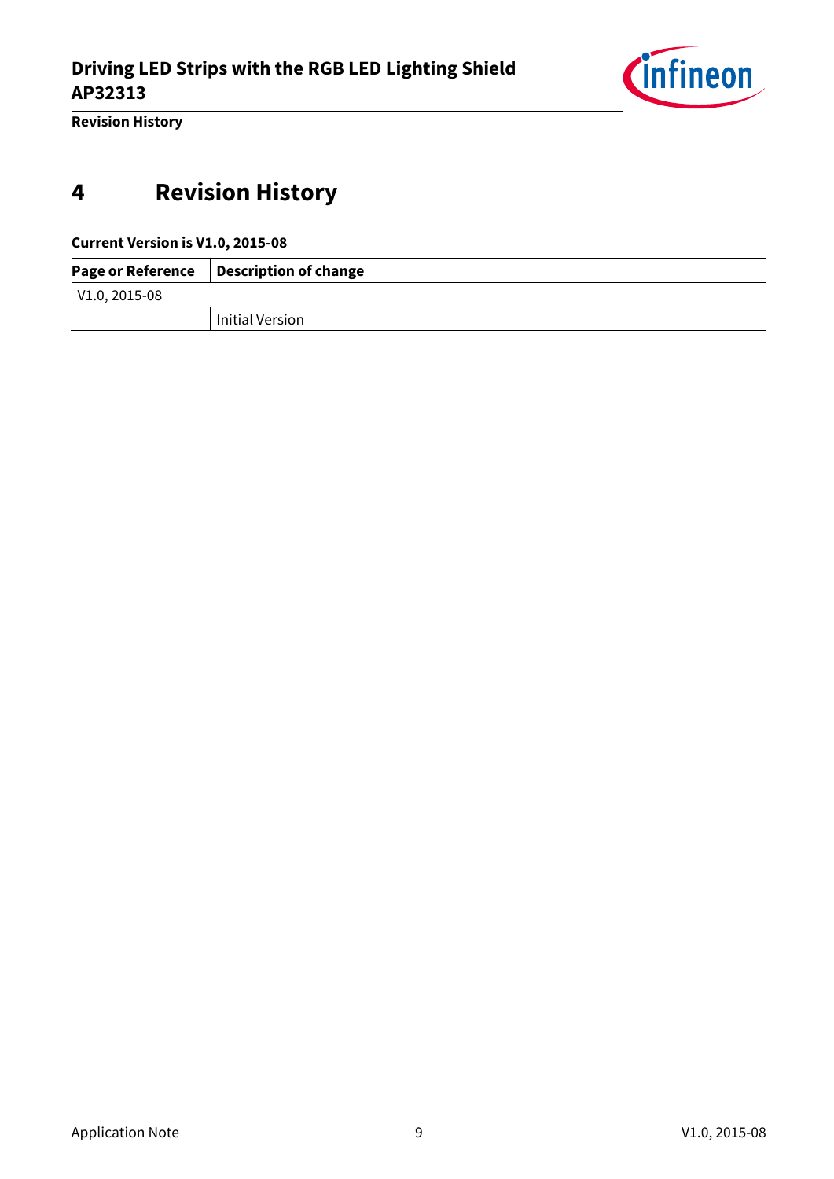# 4 Revision History

**Current Version is V1.0, 2015-08**

| Page or Reference | Description of change |
|---|---|
| V1.0, 2015-08 | |
| | Initial Version |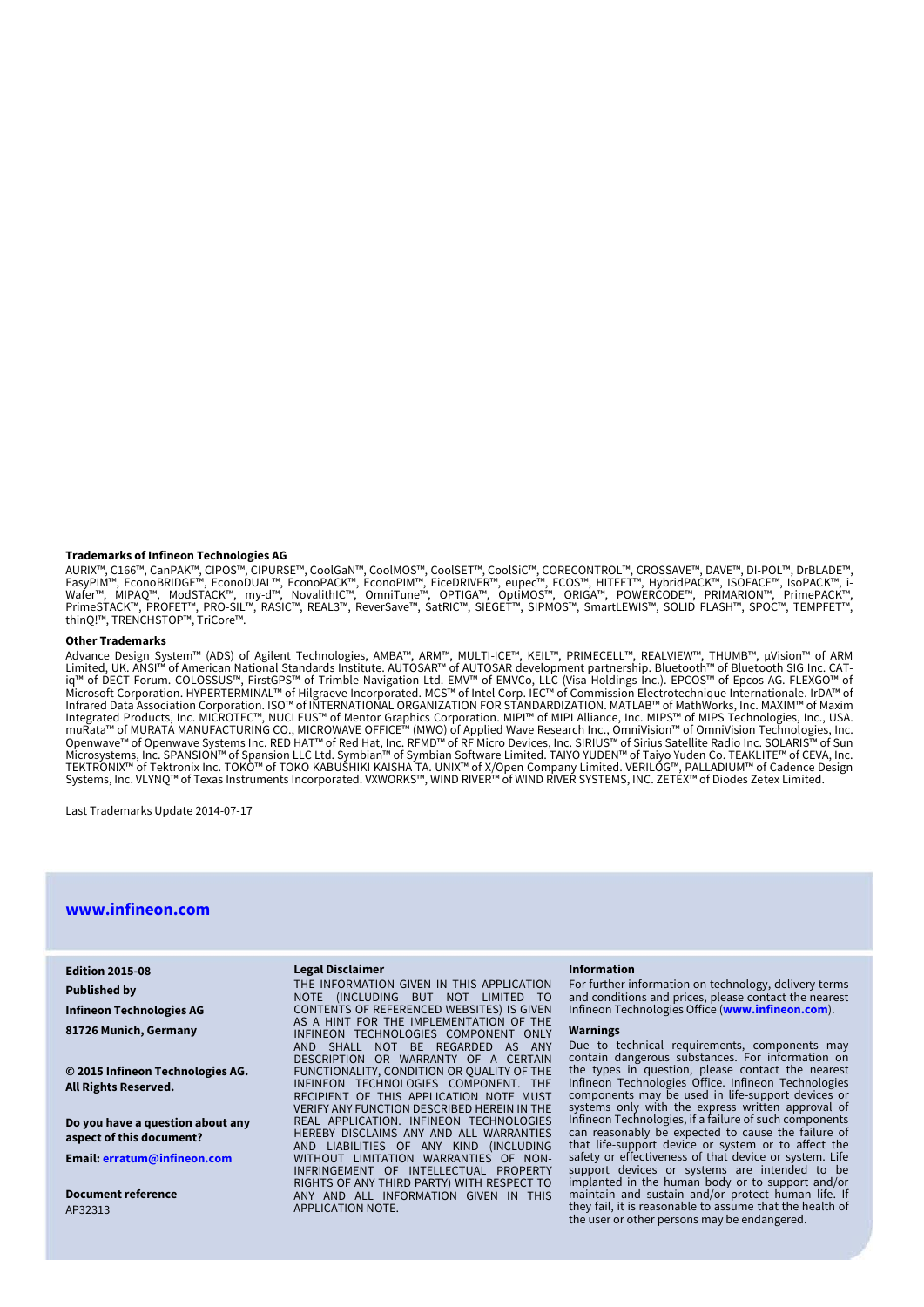**Trademarks of Infineon Technologies AG**

AURIX™, C166™, CanPAK™, CIPOS™, CIPURSE™, CoolGaN™, CoolMOS™, CoolSET™, CoolSiC™, CORECONTROL™, CROSSAVE™, DAVE™, DI-POL™, DrBLADE™, EasyPIM™, EconoBRIDGE™, EconoDUAL™, EconoPACK™, EconoPIM™, EiceDRIVER™, eupec™, FCOS™, HITFET™, HybridPACK™, ISOFACE™, IsoPACK™, i-Wafer™, MIPAQ™, ModSTACK™, my-d™, NovalithIC™, OmniTune™, OPTIGA™, OptiMOS™, ORIGA™, POWERCODE™, PRIMARION™, PrimePACK™, PrimeSTACK™, PROFET™, PRO-SIL™, RASIC™, REAL3™, ReverSave™, SatRIC™, SIEGET™, SIPMOS™, SmartLEWIS™, SOLID FLASH™, SPOC™, TEMPFET™, thinQ!™, TRENCHSTOP™, TriCore™.

**Other Trademarks**

Advance Design System™ (ADS) of Agilent Technologies, AMBA™, ARM™, MULTI-ICE™, KEIL™, PRIMECELL™, REALVIEW™, THUMB™, µVision™ of ARM Limited, UK. ANSI™ of American National Standards Institute. AUTOSAR™ of AUTOSAR development partnership. Bluetooth™ of Bluetooth SIG Inc. CAT-iq™ of DECT Forum. COLOSSUS™, FirstGPS™ of Trimble Navigation Ltd. EMV™ of EMVCo, LLC (Visa Holdings Inc.). EPCOS™ of Epcos AG. FLEXGO™ of Microsoft Corporation. HYPERTERMINAL™ of Hilgraeve Incorporated. MCS™ of Intel Corp. IEC™ of Commission Electrotechnique Internationale. IrDA™ of Infrared Data Association Corporation. ISO™ of INTERNATIONAL ORGANIZATION FOR STANDARDIZATION. MATLAB™ of MathWorks, Inc. MAXIM™ of Maxim Integrated Products, Inc. MICROTEC™, NUCLEUS™ of Mentor Graphics Corporation. MIPI™ of MIPI Alliance, Inc. MIPS™ of MIPS Technologies, Inc., USA. muRata™ of MURATA MANUFACTURING CO., MICROWAVE OFFICE™ (MWO) of Applied Wave Research Inc., OmniVision™ of OmniVision Technologies, Inc. Openwave™ of Openwave Systems Inc. RED HAT™ of Red Hat, Inc. RFMD™ of RF Micro Devices, Inc. SIRIUS™ of Sirius Satellite Radio Inc. SOLARIS™ of Sun Microsystems, Inc. SPANSION™ of Spansion LLC Ltd. Symbian™ of Symbian Software Limited. TAIYO YUDEN™ of Taiyo Yuden Co. TEAKLITE™ of CEVA, Inc. TEKTRONIX™ of Tektronix Inc. TOKO™ of TOKO KABUSHIKI KAISHA TA. UNIX™ of X/Open Company Limited. VERILOG™, PALLADIUM™ of Cadence Design Systems, Inc. VLYNQ™ of Texas Instruments Incorporated. VXWORKS™, WIND RIVER™ of WIND RIVER SYSTEMS, INC. ZETEX™ of Diodes Zetex Limited.

Last Trademarks Update 2014-07-17

**www.infineon.com**

**Edition 2015-08**

**Published by**

**Infineon Technologies AG**

**81726 Munich, Germany**

**© 2015 Infineon Technologies AG.**
**All Rights Reserved.**

**Do you have a question about any aspect of this document?**

**Email: erratum@infineon.com**

**Document reference**
AP32313

**Legal Disclaimer**

THE INFORMATION GIVEN IN THIS APPLICATION NOTE (INCLUDING BUT NOT LIMITED TO CONTENTS OF REFERENCED WEBSITES) IS GIVEN AS A HINT FOR THE IMPLEMENTATION OF THE INFINEON TECHNOLOGIES COMPONENT ONLY AND SHALL NOT BE REGARDED AS ANY DESCRIPTION OR WARRANTY OF A CERTAIN FUNCTIONALITY, CONDITION OR QUALITY OF THE INFINEON TECHNOLOGIES COMPONENT. THE RECIPIENT OF THIS APPLICATION NOTE MUST VERIFY ANY FUNCTION DESCRIBED HEREIN IN THE REAL APPLICATION. INFINEON TECHNOLOGIES HEREBY DISCLAIMS ANY AND ALL WARRANTIES AND LIABILITIES OF ANY KIND (INCLUDING WITHOUT LIMITATION WARRANTIES OF NON-INFRINGEMENT OF INTELLECTUAL PROPERTY RIGHTS OF ANY THIRD PARTY) WITH RESPECT TO ANY AND ALL INFORMATION GIVEN IN THIS APPLICATION NOTE.

**Information**

For further information on technology, delivery terms and conditions and prices, please contact the nearest Infineon Technologies Office (**www.infineon.com**).

**Warnings**

Due to technical requirements, components may contain dangerous substances. For information on the types in question, please contact the nearest Infineon Technologies Office. Infineon Technologies components may be used in life-support devices or systems only with the express written approval of Infineon Technologies, if a failure of such components can reasonably be expected to cause the failure of that life-support device or system or to affect the safety or effectiveness of that device or system. Life support devices or systems are intended to be implanted in the human body or to support and/or maintain and sustain and/or protect human life. If they fail, it is reasonable to assume that the health of the user or other persons may be endangered.